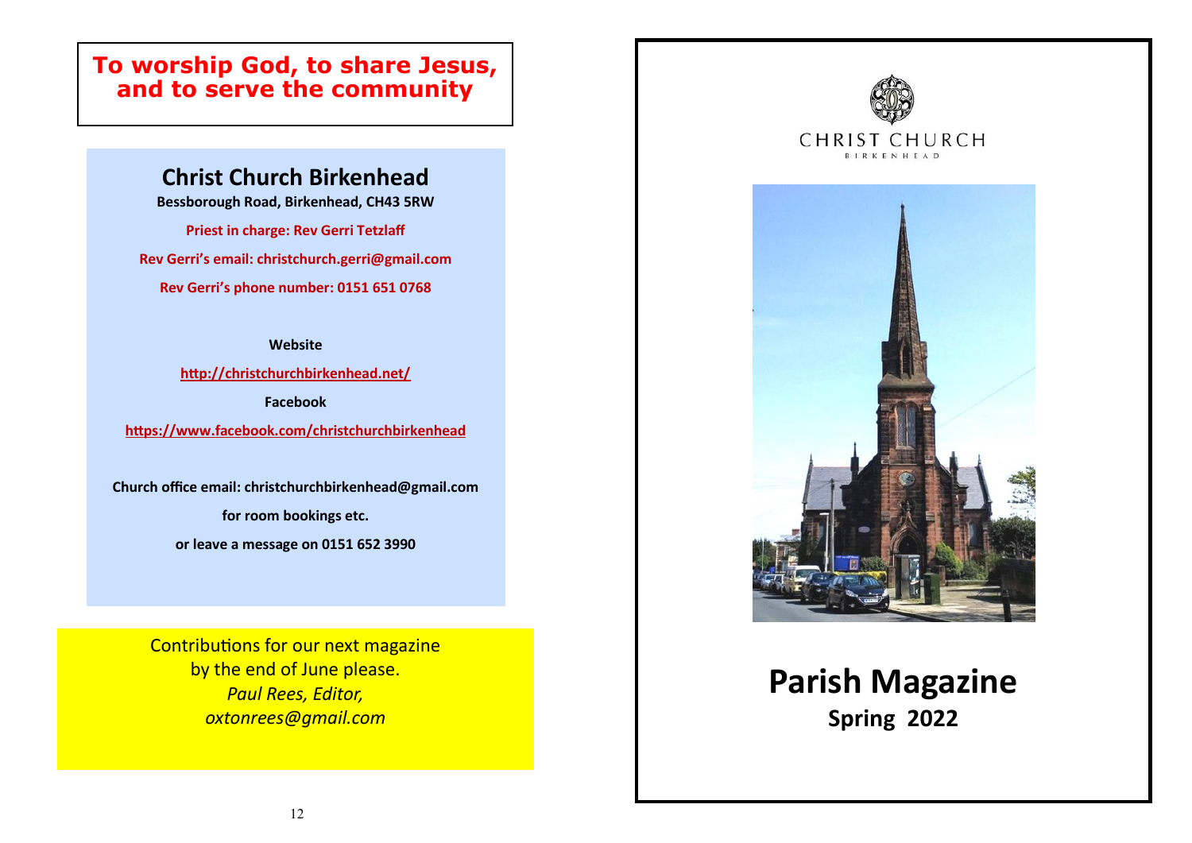**To worship God, to share Jesus, and to serve the community**

## Christ Church Birkenhead

**Bessborough Road, Birkenhead, CH43 5RW**

**Priest in charge: Rev Gerri Tetzlaff**

**Rev Gerri's email: christchurch.gerri@gmail.com**

**Rev Gerri's phone number: 0151 651 0768**

**Website**

**http://christchurchbirkenhead.net/**

**Facebook**

**https://www.facebook.com/christchurchbirkenhead**

**Church office email: christchurchbirkenhead@gmail.com**

**for room bookings etc.**

**or leave a message on 0151 652 3990**

Contributions for our next magazine
by the end of June please.
*Paul Rees, Editor,*
*oxtonrees@gmail.com*

CHRIST CHURCH
BIRKENHEAD

# Parish Magazine

**Spring 2022**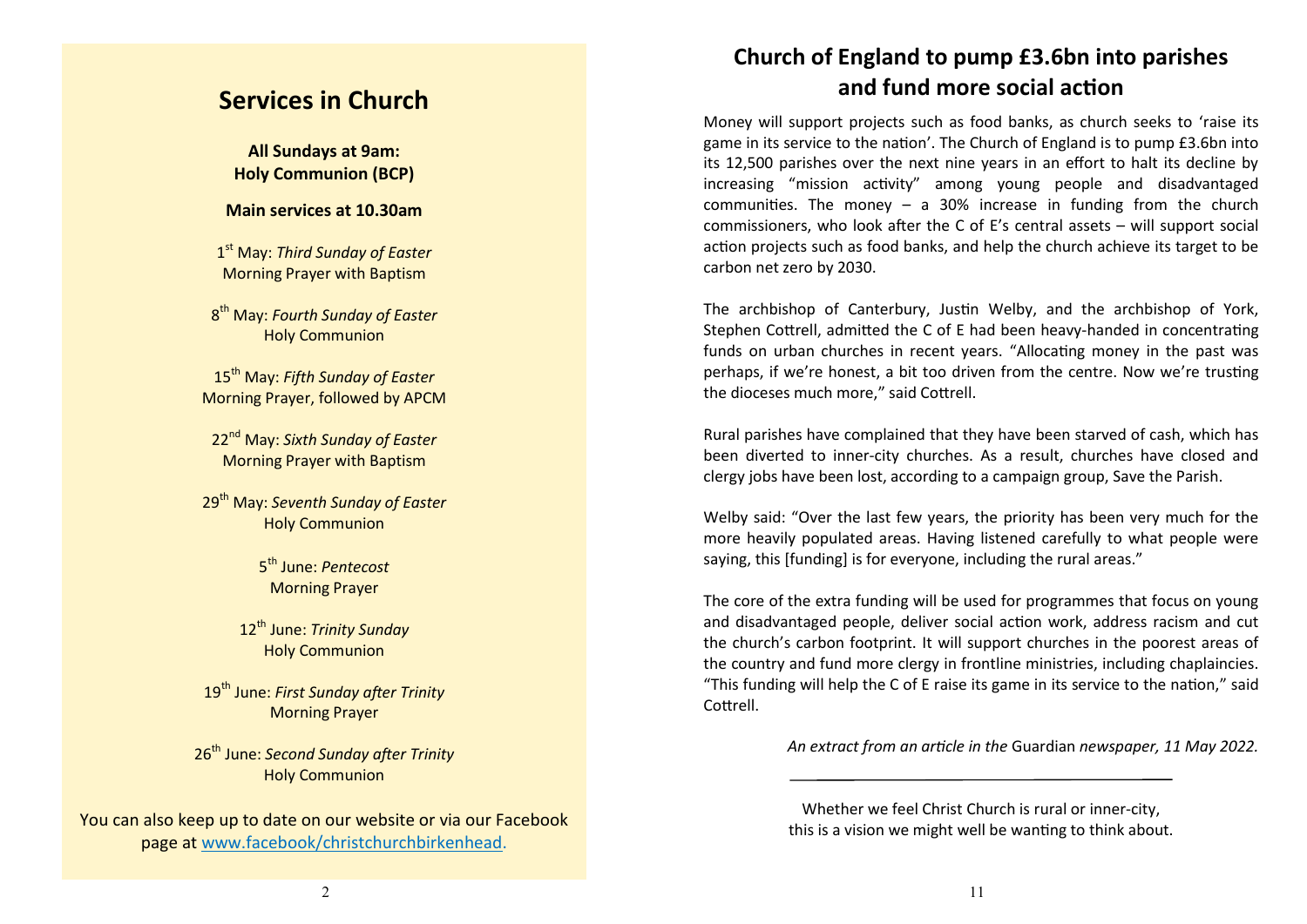## Services in Church

**All Sundays at 9am: Holy Communion (BCP)**

**Main services at 10.30am**

1st May: *Third Sunday of Easter*
Morning Prayer with Baptism

8th May: *Fourth Sunday of Easter*
Holy Communion

15th May: *Fifth Sunday of Easter*
Morning Prayer, followed by APCM

22nd May: *Sixth Sunday of Easter*
Morning Prayer with Baptism

29th May: *Seventh Sunday of Easter*
Holy Communion

5th June: *Pentecost*
Morning Prayer

12th June: *Trinity Sunday*
Holy Communion

19th June: *First Sunday after Trinity*
Morning Prayer

26th June: *Second Sunday after Trinity*
Holy Communion

You can also keep up to date on our website or via our Facebook page at www.facebook/christchurchbirkenhead.

## Church of England to pump £3.6bn into parishes and fund more social action

Money will support projects such as food banks, as church seeks to 'raise its game in its service to the nation'. The Church of England is to pump £3.6bn into its 12,500 parishes over the next nine years in an effort to halt its decline by increasing "mission activity" among young people and disadvantaged communities. The money – a 30% increase in funding from the church commissioners, who look after the C of E's central assets – will support social action projects such as food banks, and help the church achieve its target to be carbon net zero by 2030.

The archbishop of Canterbury, Justin Welby, and the archbishop of York, Stephen Cottrell, admitted the C of E had been heavy-handed in concentrating funds on urban churches in recent years. "Allocating money in the past was perhaps, if we're honest, a bit too driven from the centre. Now we're trusting the dioceses much more," said Cottrell.

Rural parishes have complained that they have been starved of cash, which has been diverted to inner-city churches. As a result, churches have closed and clergy jobs have been lost, according to a campaign group, Save the Parish.

Welby said: "Over the last few years, the priority has been very much for the more heavily populated areas. Having listened carefully to what people were saying, this [funding] is for everyone, including the rural areas."

The core of the extra funding will be used for programmes that focus on young and disadvantaged people, deliver social action work, address racism and cut the church's carbon footprint. It will support churches in the poorest areas of the country and fund more clergy in frontline ministries, including chaplaincies. "This funding will help the C of E raise its game in its service to the nation," said Cottrell.

*An extract from an article in the* Guardian *newspaper, 11 May 2022.*

---

Whether we feel Christ Church is rural or inner-city, this is a vision we might well be wanting to think about.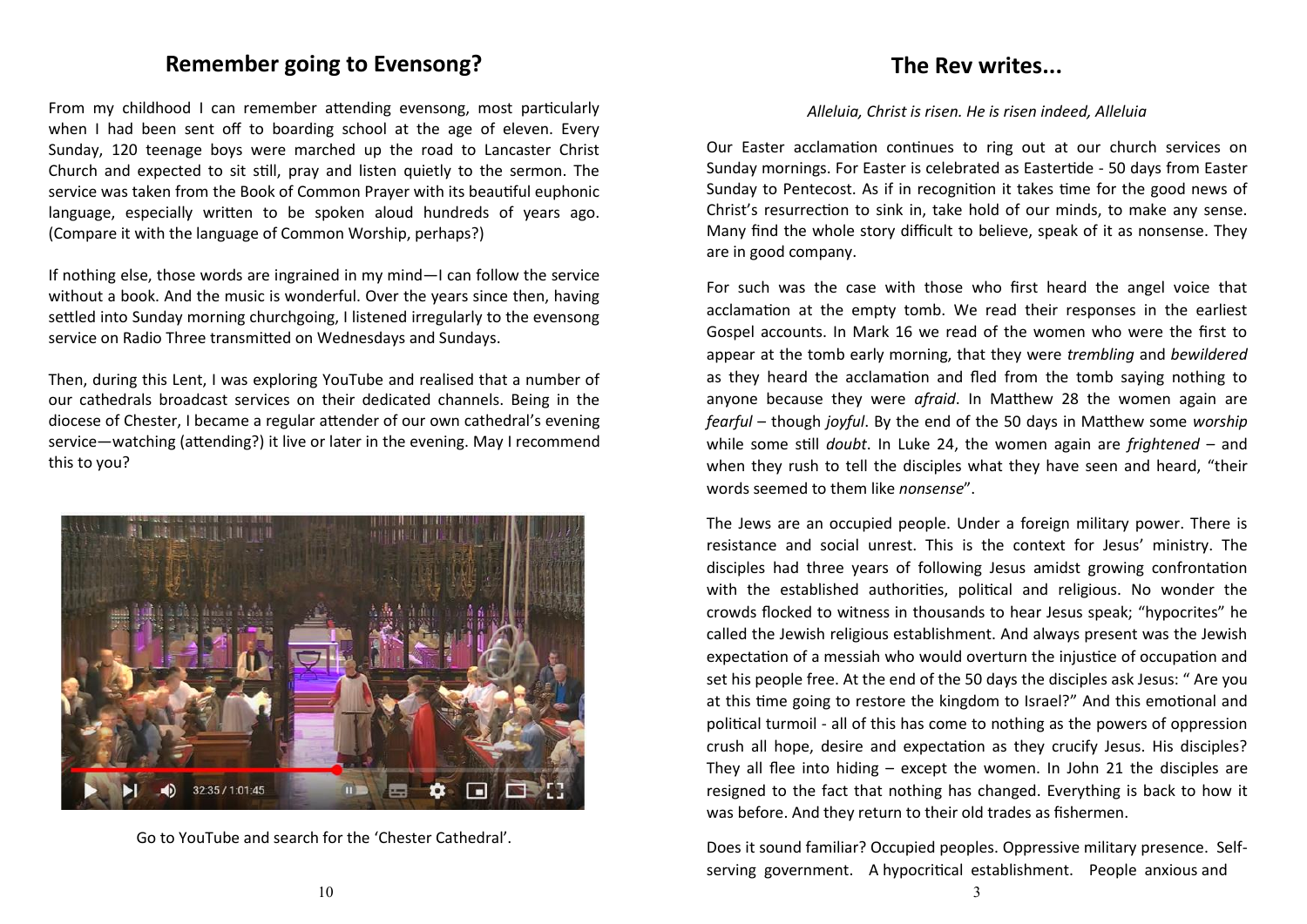## Remember going to Evensong?

From my childhood I can remember attending evensong, most particularly when I had been sent off to boarding school at the age of eleven. Every Sunday, 120 teenage boys were marched up the road to Lancaster Christ Church and expected to sit still, pray and listen quietly to the sermon. The service was taken from the Book of Common Prayer with its beautiful euphonic language, especially written to be spoken aloud hundreds of years ago. (Compare it with the language of Common Worship, perhaps?)

If nothing else, those words are ingrained in my mind—I can follow the service without a book. And the music is wonderful. Over the years since then, having settled into Sunday morning churchgoing, I listened irregularly to the evensong service on Radio Three transmitted on Wednesdays and Sundays.

Then, during this Lent, I was exploring YouTube and realised that a number of our cathedrals broadcast services on their dedicated channels. Being in the diocese of Chester, I became a regular attender of our own cathedral's evening service—watching (attending?) it live or later in the evening. May I recommend this to you?

Go to YouTube and search for the 'Chester Cathedral'.

## The Rev writes...

*Alleluia, Christ is risen. He is risen indeed, Alleluia*

Our Easter acclamation continues to ring out at our church services on Sunday mornings. For Easter is celebrated as Eastertide - 50 days from Easter Sunday to Pentecost. As if in recognition it takes time for the good news of Christ's resurrection to sink in, take hold of our minds, to make any sense. Many find the whole story difficult to believe, speak of it as nonsense. They are in good company.

For such was the case with those who first heard the angel voice that acclamation at the empty tomb. We read their responses in the earliest Gospel accounts. In Mark 16 we read of the women who were the first to appear at the tomb early morning, that they were *trembling* and *bewildered* as they heard the acclamation and fled from the tomb saying nothing to anyone because they were *afraid*. In Matthew 28 the women again are *fearful* – though *joyful*. By the end of the 50 days in Matthew some *worship* while some still *doubt*. In Luke 24, the women again are *frightened* – and when they rush to tell the disciples what they have seen and heard, "their words seemed to them like *nonsense*".

The Jews are an occupied people. Under a foreign military power. There is resistance and social unrest. This is the context for Jesus' ministry. The disciples had three years of following Jesus amidst growing confrontation with the established authorities, political and religious. No wonder the crowds flocked to witness in thousands to hear Jesus speak; "hypocrites" he called the Jewish religious establishment. And always present was the Jewish expectation of a messiah who would overturn the injustice of occupation and set his people free. At the end of the 50 days the disciples ask Jesus: " Are you at this time going to restore the kingdom to Israel?" And this emotional and political turmoil - all of this has come to nothing as the powers of oppression crush all hope, desire and expectation as they crucify Jesus. His disciples? They all flee into hiding – except the women. In John 21 the disciples are resigned to the fact that nothing has changed. Everything is back to how it was before. And they return to their old trades as fishermen.

Does it sound familiar? Occupied peoples. Oppressive military presence. Self-serving government. A hypocritical establishment. People anxious and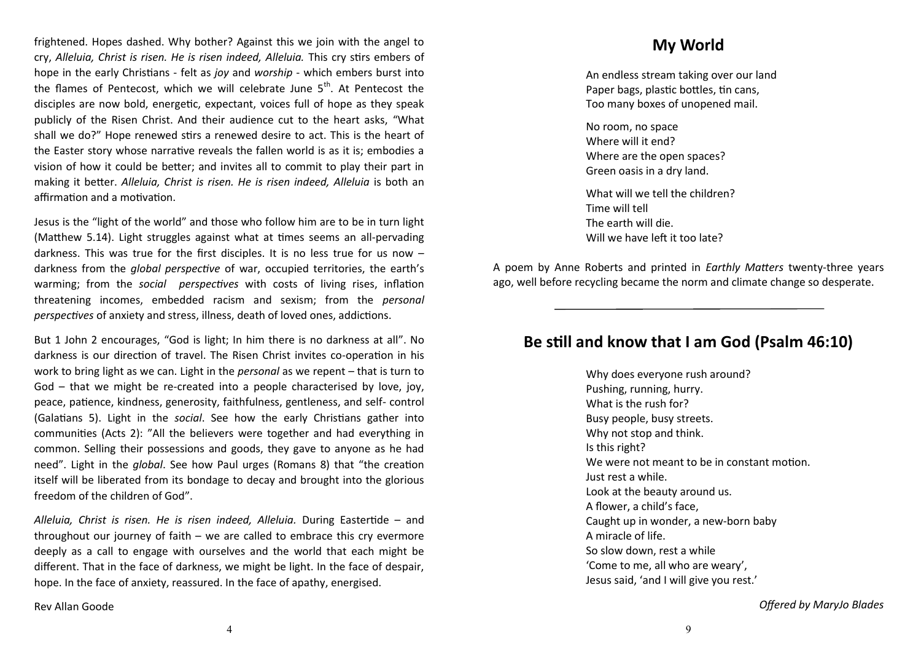frightened. Hopes dashed. Why bother? Against this we join with the angel to cry, *Alleluia, Christ is risen. He is risen indeed, Alleluia.* This cry stirs embers of hope in the early Christians - felt as *joy* and *worship* - which embers burst into the flames of Pentecost, which we will celebrate June 5th. At Pentecost the disciples are now bold, energetic, expectant, voices full of hope as they speak publicly of the Risen Christ. And their audience cut to the heart asks, "What shall we do?" Hope renewed stirs a renewed desire to act. This is the heart of the Easter story whose narrative reveals the fallen world is as it is; embodies a vision of how it could be better; and invites all to commit to play their part in making it better. *Alleluia, Christ is risen. He is risen indeed, Alleluia* is both an affirmation and a motivation.

Jesus is the "light of the world" and those who follow him are to be in turn light (Matthew 5.14). Light struggles against what at times seems an all-pervading darkness. This was true for the first disciples. It is no less true for us now – darkness from the *global perspective* of war, occupied territories, the earth's warming; from the *social perspectives* with costs of living rises, inflation threatening incomes, embedded racism and sexism; from the *personal perspectives* of anxiety and stress, illness, death of loved ones, addictions.

But 1 John 2 encourages, "God is light; In him there is no darkness at all". No darkness is our direction of travel. The Risen Christ invites co-operation in his work to bring light as we can. Light in the *personal* as we repent – that is turn to God – that we might be re-created into a people characterised by love, joy, peace, patience, kindness, generosity, faithfulness, gentleness, and self- control (Galatians 5). Light in the *social*. See how the early Christians gather into communities (Acts 2): "All the believers were together and had everything in common. Selling their possessions and goods, they gave to anyone as he had need". Light in the *global*. See how Paul urges (Romans 8) that "the creation itself will be liberated from its bondage to decay and brought into the glorious freedom of the children of God".

*Alleluia, Christ is risen. He is risen indeed, Alleluia.* During Eastertide – and throughout our journey of faith – we are called to embrace this cry evermore deeply as a call to engage with ourselves and the world that each might be different. That in the face of darkness, we might be light. In the face of despair, hope. In the face of anxiety, reassured. In the face of apathy, energised.

Rev Allan Goode

## My World

An endless stream taking over our land
Paper bags, plastic bottles, tin cans,
Too many boxes of unopened mail.

No room, no space
Where will it end?
Where are the open spaces?
Green oasis in a dry land.

What will we tell the children?
Time will tell
The earth will die.
Will we have left it too late?

A poem by Anne Roberts and printed in *Earthly Matters* twenty-three years ago, well before recycling became the norm and climate change so desperate.

---

## Be still and know that I am God (Psalm 46:10)

Why does everyone rush around?
Pushing, running, hurry.
What is the rush for?
Busy people, busy streets.
Why not stop and think.
Is this right?
We were not meant to be in constant motion.
Just rest a while.
Look at the beauty around us.
A flower, a child's face,
Caught up in wonder, a new-born baby
A miracle of life.
So slow down, rest a while
'Come to me, all who are weary',
Jesus said, 'and I will give you rest.'

*Offered by MaryJo Blades*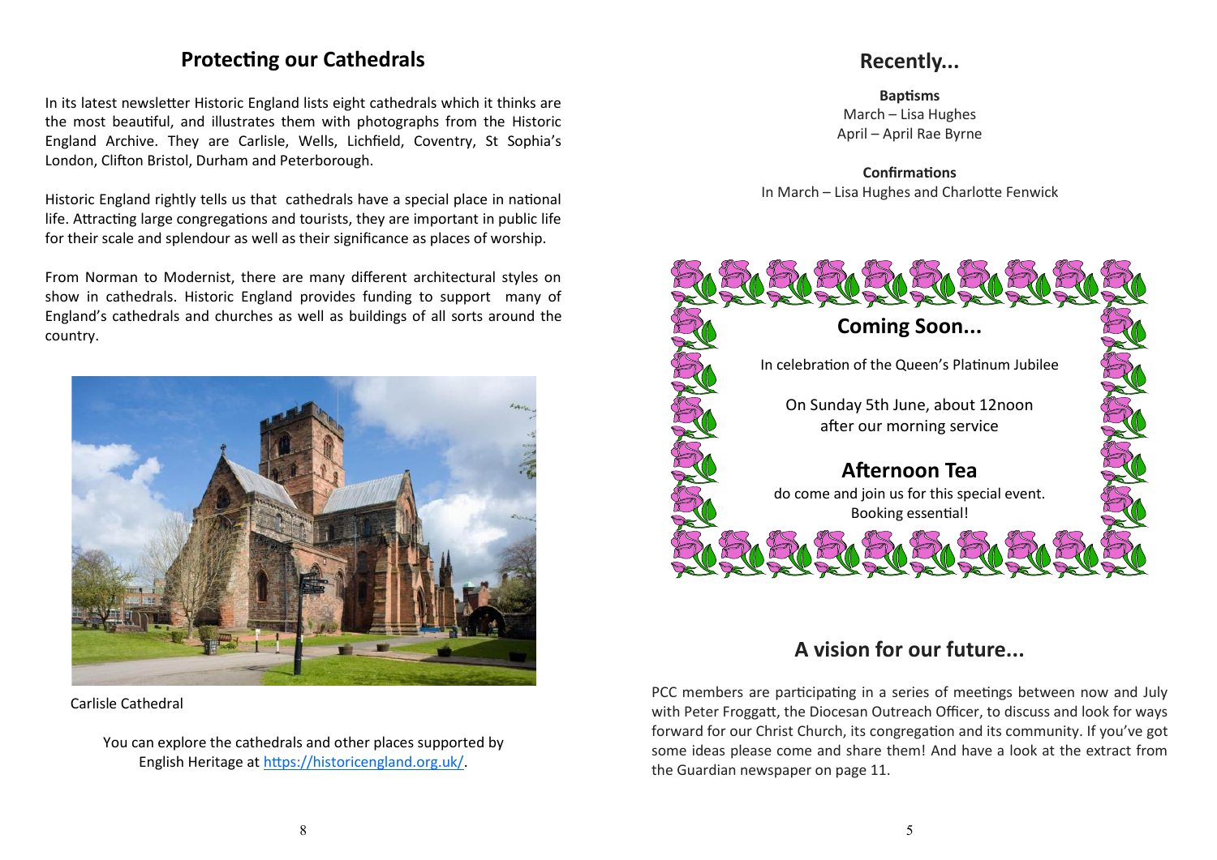## Protecting our Cathedrals

In its latest newsletter Historic England lists eight cathedrals which it thinks are the most beautiful, and illustrates them with photographs from the Historic England Archive. They are Carlisle, Wells, Lichfield, Coventry, St Sophia's London, Clifton Bristol, Durham and Peterborough.

Historic England rightly tells us that cathedrals have a special place in national life. Attracting large congregations and tourists, they are important in public life for their scale and splendour as well as their significance as places of worship.

From Norman to Modernist, there are many different architectural styles on show in cathedrals. Historic England provides funding to support many of England's cathedrals and churches as well as buildings of all sorts around the country.

Carlisle Cathedral

You can explore the cathedrals and other places supported by English Heritage at https://historicengland.org.uk/.

## Recently...

**Baptisms**
March – Lisa Hughes
April – April Rae Byrne

**Confirmations**
In March – Lisa Hughes and Charlotte Fenwick

## Coming Soon...

In celebration of the Queen's Platinum Jubilee

On Sunday 5th June, about 12noon
after our morning service

### Afternoon Tea

do come and join us for this special event.
Booking essential!

## A vision for our future...

PCC members are participating in a series of meetings between now and July with Peter Froggatt, the Diocesan Outreach Officer, to discuss and look for ways forward for our Christ Church, its congregation and its community. If you've got some ideas please come and share them! And have a look at the extract from the Guardian newspaper on page 11.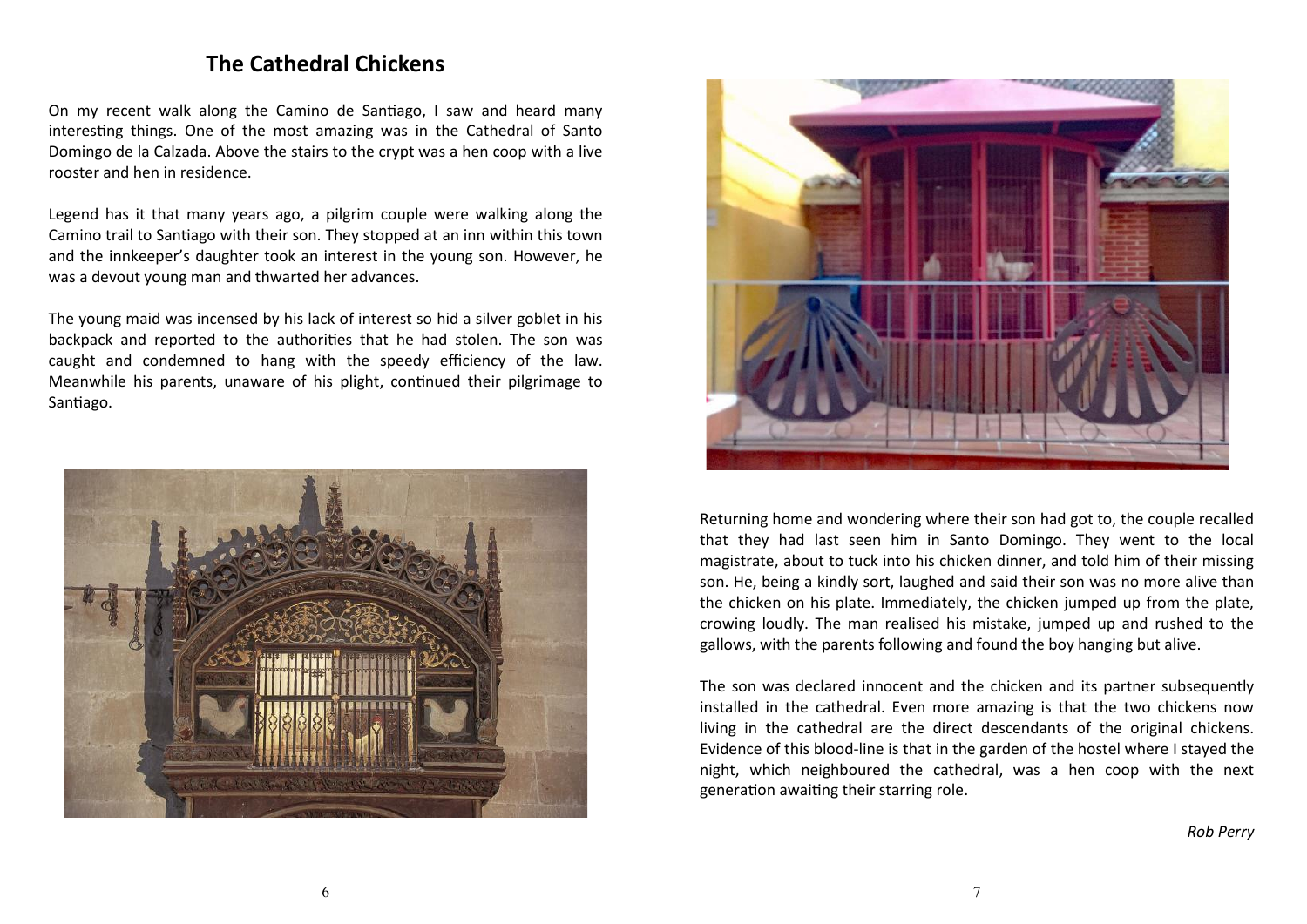# The Cathedral Chickens

On my recent walk along the Camino de Santiago, I saw and heard many interesting things. One of the most amazing was in the Cathedral of Santo Domingo de la Calzada. Above the stairs to the crypt was a hen coop with a live rooster and hen in residence.

Legend has it that many years ago, a pilgrim couple were walking along the Camino trail to Santiago with their son. They stopped at an inn within this town and the innkeeper's daughter took an interest in the young son. However, he was a devout young man and thwarted her advances.

The young maid was incensed by his lack of interest so hid a silver goblet in his backpack and reported to the authorities that he had stolen. The son was caught and condemned to hang with the speedy efficiency of the law. Meanwhile his parents, unaware of his plight, continued their pilgrimage to Santiago.

Returning home and wondering where their son had got to, the couple recalled that they had last seen him in Santo Domingo. They went to the local magistrate, about to tuck into his chicken dinner, and told him of their missing son. He, being a kindly sort, laughed and said their son was no more alive than the chicken on his plate. Immediately, the chicken jumped up from the plate, crowing loudly. The man realised his mistake, jumped up and rushed to the gallows, with the parents following and found the boy hanging but alive.

The son was declared innocent and the chicken and its partner subsequently installed in the cathedral. Even more amazing is that the two chickens now living in the cathedral are the direct descendants of the original chickens. Evidence of this blood-line is that in the garden of the hostel where I stayed the night, which neighboured the cathedral, was a hen coop with the next generation awaiting their starring role.

*Rob Perry*